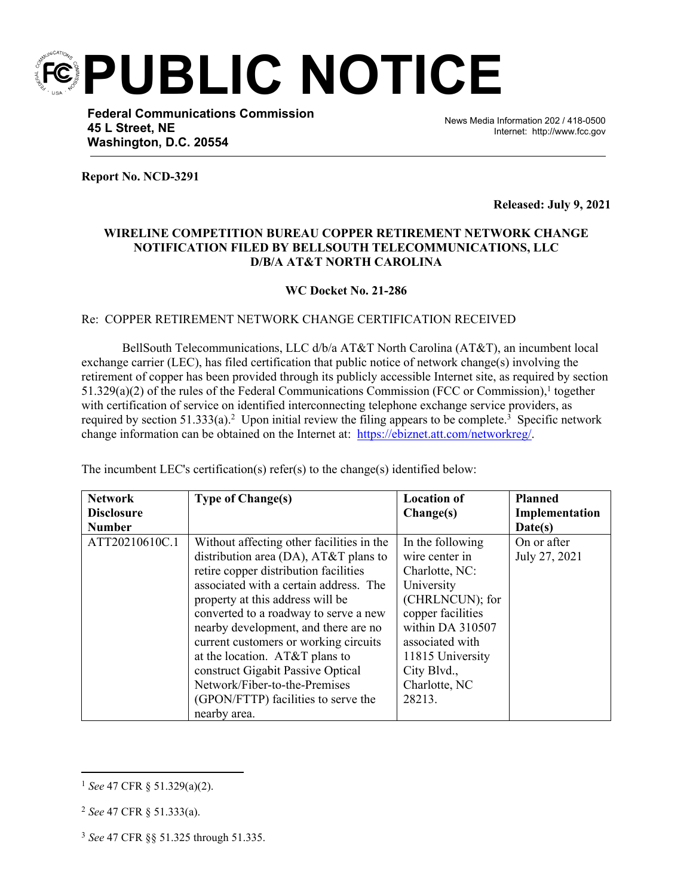# PUBLIC NOTICE

**Federal Communications Commission**
**45 L Street, NE**
**Washington, D.C. 20554**

News Media Information 202 / 418-0500
Internet: http://www.fcc.gov

**Report No. NCD-3291**

**Released: July 9, 2021**

**WIRELINE COMPETITION BUREAU COPPER RETIREMENT NETWORK CHANGE NOTIFICATION FILED BY BELLSOUTH TELECOMMUNICATIONS, LLC D/B/A AT&T NORTH CAROLINA**

**WC Docket No. 21-286**

Re: COPPER RETIREMENT NETWORK CHANGE CERTIFICATION RECEIVED

BellSouth Telecommunications, LLC d/b/a AT&T North Carolina (AT&T), an incumbent local exchange carrier (LEC), has filed certification that public notice of network change(s) involving the retirement of copper has been provided through its publicly accessible Internet site, as required by section 51.329(a)(2) of the rules of the Federal Communications Commission (FCC or Commission),[1] together with certification of service on identified interconnecting telephone exchange service providers, as required by section 51.333(a).[2] Upon initial review the filing appears to be complete.[3] Specific network change information can be obtained on the Internet at: https://ebiznet.att.com/networkreg/.

The incumbent LEC's certification(s) refer(s) to the change(s) identified below:

| Network Disclosure Number | Type of Change(s) | Location of Change(s) | Planned Implementation Date(s) |
|---|---|---|---|
| ATT20210610C.1 | Without affecting other facilities in the distribution area (DA), AT&T plans to retire copper distribution facilities associated with a certain address. The property at this address will be converted to a roadway to serve a new nearby development, and there are no current customers or working circuits at the location. AT&T plans to construct Gigabit Passive Optical Network/Fiber-to-the-Premises (GPON/FTTP) facilities to serve the nearby area. | In the following wire center in Charlotte, NC: University (CHRLNCUN); for copper facilities within DA 310507 associated with 11815 University City Blvd., Charlotte, NC 28213. | On or after July 27, 2021 |

---

[1] *See* 47 CFR § 51.329(a)(2).

[2] *See* 47 CFR § 51.333(a).

[3] *See* 47 CFR §§ 51.325 through 51.335.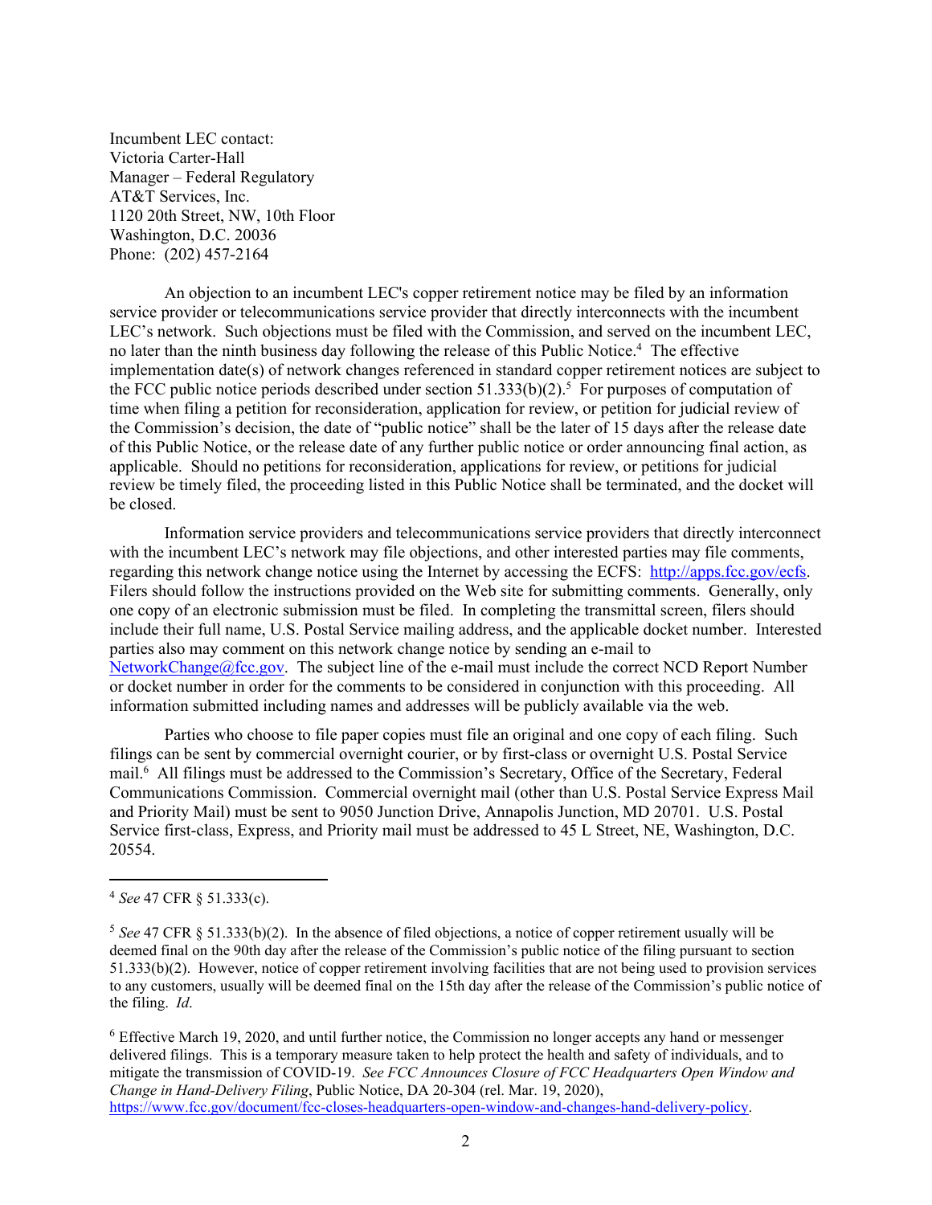Incumbent LEC contact:
Victoria Carter-Hall
Manager – Federal Regulatory
AT&T Services, Inc.
1120 20th Street, NW, 10th Floor
Washington, D.C. 20036
Phone: (202) 457-2164

An objection to an incumbent LEC's copper retirement notice may be filed by an information service provider or telecommunications service provider that directly interconnects with the incumbent LEC's network. Such objections must be filed with the Commission, and served on the incumbent LEC, no later than the ninth business day following the release of this Public Notice.[4] The effective implementation date(s) of network changes referenced in standard copper retirement notices are subject to the FCC public notice periods described under section 51.333(b)(2).[5] For purposes of computation of time when filing a petition for reconsideration, application for review, or petition for judicial review of the Commission's decision, the date of "public notice" shall be the later of 15 days after the release date of this Public Notice, or the release date of any further public notice or order announcing final action, as applicable. Should no petitions for reconsideration, applications for review, or petitions for judicial review be timely filed, the proceeding listed in this Public Notice shall be terminated, and the docket will be closed.

Information service providers and telecommunications service providers that directly interconnect with the incumbent LEC's network may file objections, and other interested parties may file comments, regarding this network change notice using the Internet by accessing the ECFS: http://apps.fcc.gov/ecfs. Filers should follow the instructions provided on the Web site for submitting comments. Generally, only one copy of an electronic submission must be filed. In completing the transmittal screen, filers should include their full name, U.S. Postal Service mailing address, and the applicable docket number. Interested parties also may comment on this network change notice by sending an e-mail to NetworkChange@fcc.gov. The subject line of the e-mail must include the correct NCD Report Number or docket number in order for the comments to be considered in conjunction with this proceeding. All information submitted including names and addresses will be publicly available via the web.

Parties who choose to file paper copies must file an original and one copy of each filing. Such filings can be sent by commercial overnight courier, or by first-class or overnight U.S. Postal Service mail.[6] All filings must be addressed to the Commission's Secretary, Office of the Secretary, Federal Communications Commission. Commercial overnight mail (other than U.S. Postal Service Express Mail and Priority Mail) must be sent to 9050 Junction Drive, Annapolis Junction, MD 20701. U.S. Postal Service first-class, Express, and Priority mail must be addressed to 45 L Street, NE, Washington, D.C. 20554.

---

[4] *See* 47 CFR § 51.333(c).

[5] *See* 47 CFR § 51.333(b)(2). In the absence of filed objections, a notice of copper retirement usually will be deemed final on the 90th day after the release of the Commission's public notice of the filing pursuant to section 51.333(b)(2). However, notice of copper retirement involving facilities that are not being used to provision services to any customers, usually will be deemed final on the 15th day after the release of the Commission's public notice of the filing. *Id*.

[6] Effective March 19, 2020, and until further notice, the Commission no longer accepts any hand or messenger delivered filings. This is a temporary measure taken to help protect the health and safety of individuals, and to mitigate the transmission of COVID-19. *See FCC Announces Closure of FCC Headquarters Open Window and Change in Hand-Delivery Filing*, Public Notice, DA 20-304 (rel. Mar. 19, 2020), https://www.fcc.gov/document/fcc-closes-headquarters-open-window-and-changes-hand-delivery-policy.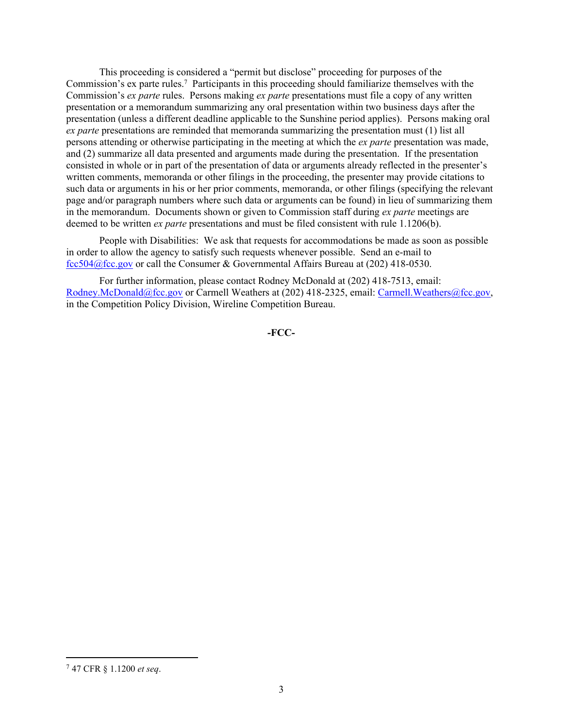This proceeding is considered a "permit but disclose" proceeding for purposes of the Commission's ex parte rules.[7] Participants in this proceeding should familiarize themselves with the Commission's *ex parte* rules. Persons making *ex parte* presentations must file a copy of any written presentation or a memorandum summarizing any oral presentation within two business days after the presentation (unless a different deadline applicable to the Sunshine period applies). Persons making oral *ex parte* presentations are reminded that memoranda summarizing the presentation must (1) list all persons attending or otherwise participating in the meeting at which the *ex parte* presentation was made, and (2) summarize all data presented and arguments made during the presentation. If the presentation consisted in whole or in part of the presentation of data or arguments already reflected in the presenter's written comments, memoranda or other filings in the proceeding, the presenter may provide citations to such data or arguments in his or her prior comments, memoranda, or other filings (specifying the relevant page and/or paragraph numbers where such data or arguments can be found) in lieu of summarizing them in the memorandum. Documents shown or given to Commission staff during *ex parte* meetings are deemed to be written *ex parte* presentations and must be filed consistent with rule 1.1206(b).

People with Disabilities: We ask that requests for accommodations be made as soon as possible in order to allow the agency to satisfy such requests whenever possible. Send an e-mail to fcc504@fcc.gov or call the Consumer & Governmental Affairs Bureau at (202) 418-0530.

For further information, please contact Rodney McDonald at (202) 418-7513, email: Rodney.McDonald@fcc.gov or Carmell Weathers at (202) 418-2325, email: Carmell.Weathers@fcc.gov, in the Competition Policy Division, Wireline Competition Bureau.

**-FCC-**

[7] 47 CFR § 1.1200 *et seq*.